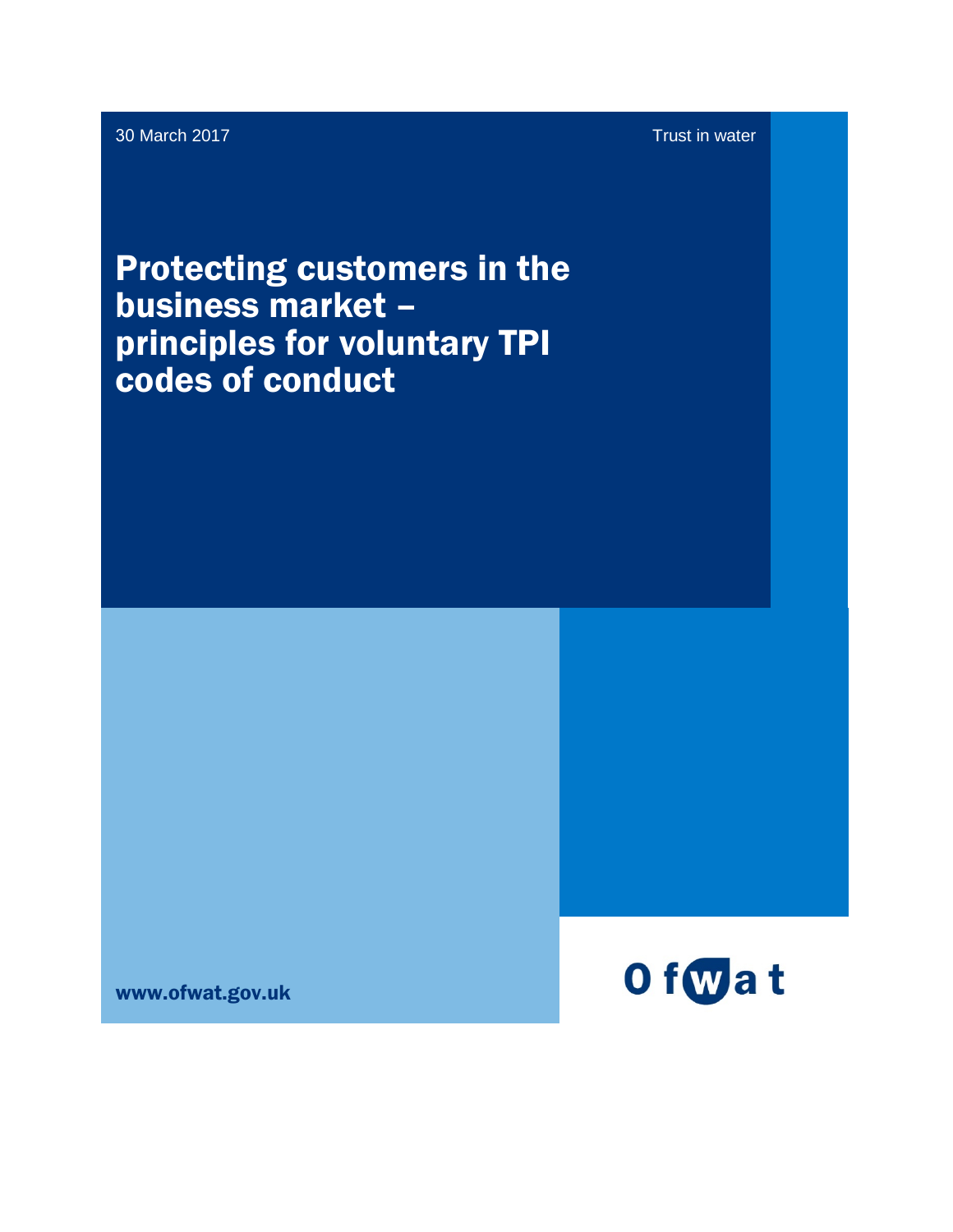30 March 2017

Trust in water

# Protecting customers in the business market – principles for voluntary TPI codes of conduct

www.ofwat.gov.uk

Ofwat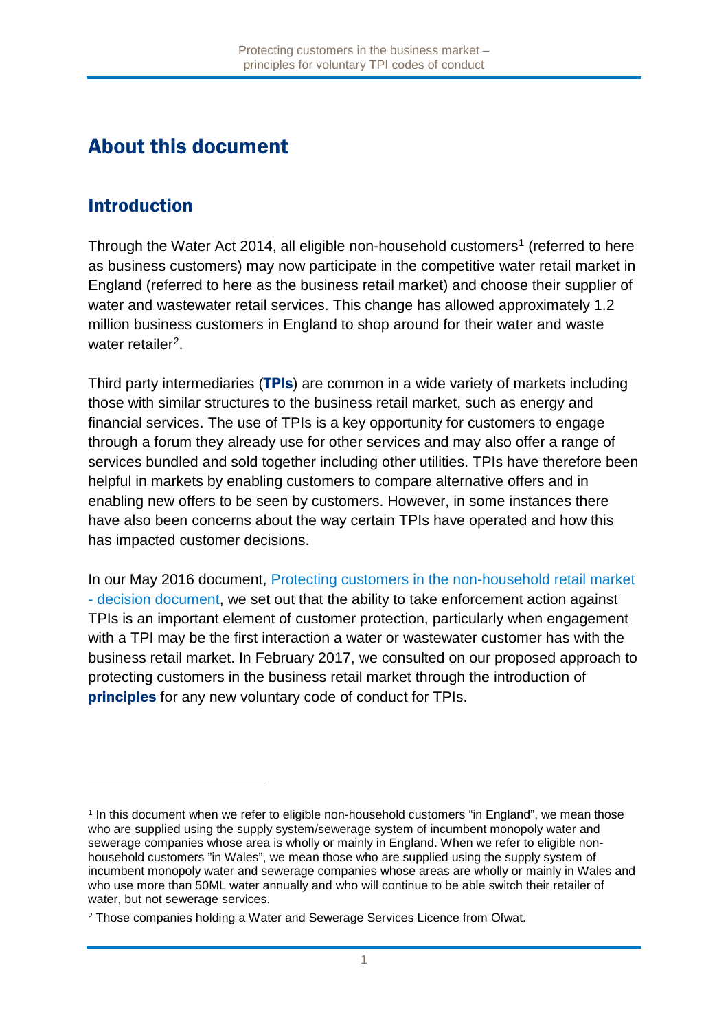# About this document

## Introduction

Through the Water Act 2014, all eligible non-household customers[1] (referred to here as business customers) may now participate in the competitive water retail market in England (referred to here as the business retail market) and choose their supplier of water and wastewater retail services. This change has allowed approximately 1.2 million business customers in England to shop around for their water and waste water retailer[2].

Third party intermediaries (**TPIs**) are common in a wide variety of markets including those with similar structures to the business retail market, such as energy and financial services. The use of TPIs is a key opportunity for customers to engage through a forum they already use for other services and may also offer a range of services bundled and sold together including other utilities. TPIs have therefore been helpful in markets by enabling customers to compare alternative offers and in enabling new offers to be seen by customers. However, in some instances there have also been concerns about the way certain TPIs have operated and how this has impacted customer decisions.

In our May 2016 document, Protecting customers in the non-household retail market - decision document, we set out that the ability to take enforcement action against TPIs is an important element of customer protection, particularly when engagement with a TPI may be the first interaction a water or wastewater customer has with the business retail market. In February 2017, we consulted on our proposed approach to protecting customers in the business retail market through the introduction of **principles** for any new voluntary code of conduct for TPIs.

---

[1] In this document when we refer to eligible non-household customers "in England", we mean those who are supplied using the supply system/sewerage system of incumbent monopoly water and sewerage companies whose area is wholly or mainly in England. When we refer to eligible non-household customers "in Wales", we mean those who are supplied using the supply system of incumbent monopoly water and sewerage companies whose areas are wholly or mainly in Wales and who use more than 50ML water annually and who will continue to be able switch their retailer of water, but not sewerage services.

[2] Those companies holding a Water and Sewerage Services Licence from Ofwat.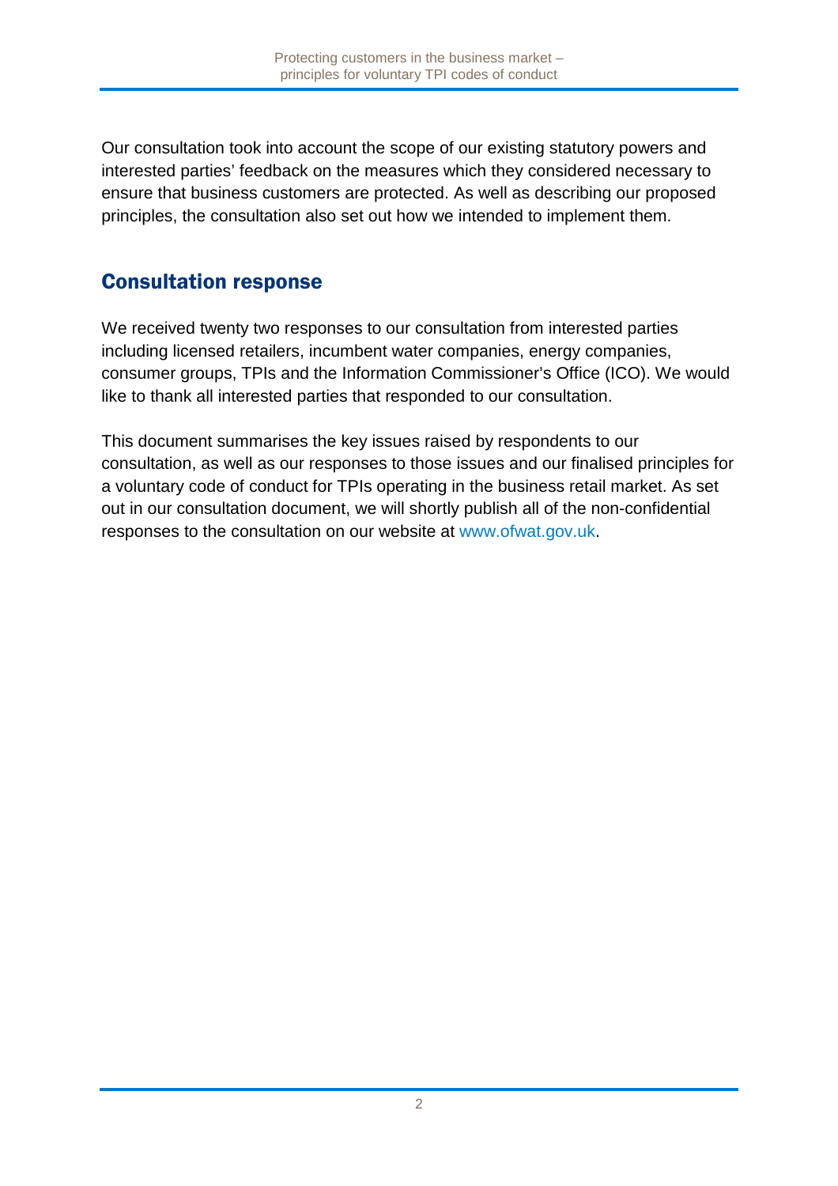Our consultation took into account the scope of our existing statutory powers and interested parties' feedback on the measures which they considered necessary to ensure that business customers are protected. As well as describing our proposed principles, the consultation also set out how we intended to implement them.

## Consultation response

We received twenty two responses to our consultation from interested parties including licensed retailers, incumbent water companies, energy companies, consumer groups, TPIs and the Information Commissioner's Office (ICO). We would like to thank all interested parties that responded to our consultation.

This document summarises the key issues raised by respondents to our consultation, as well as our responses to those issues and our finalised principles for a voluntary code of conduct for TPIs operating in the business retail market. As set out in our consultation document, we will shortly publish all of the non-confidential responses to the consultation on our website at www.ofwat.gov.uk.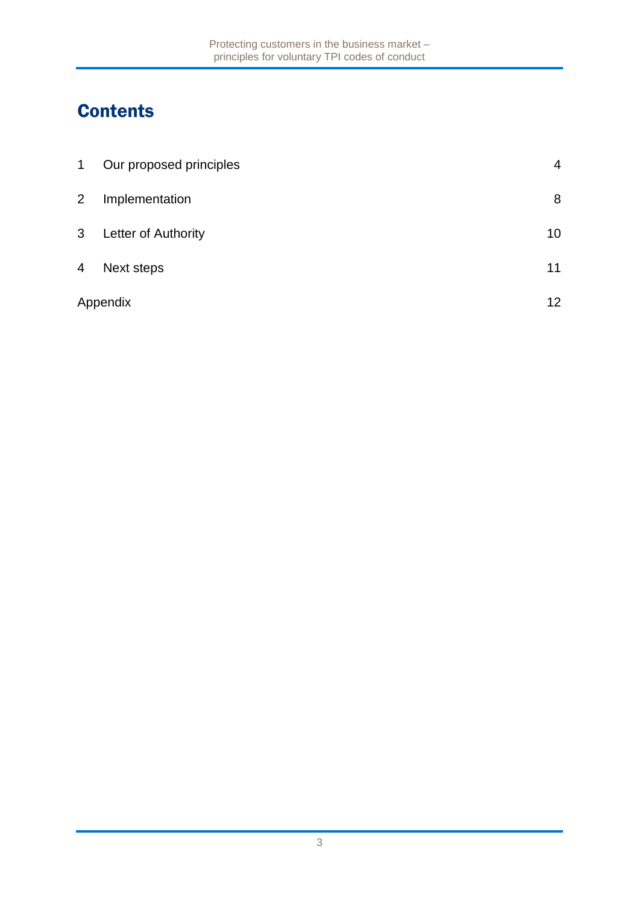# Contents

| | | |
|---|---|---|
| 1 | Our proposed principles | 4 |
| 2 | Implementation | 8 |
| 3 | Letter of Authority | 10 |
| 4 | Next steps | 11 |
| Appendix | | 12 |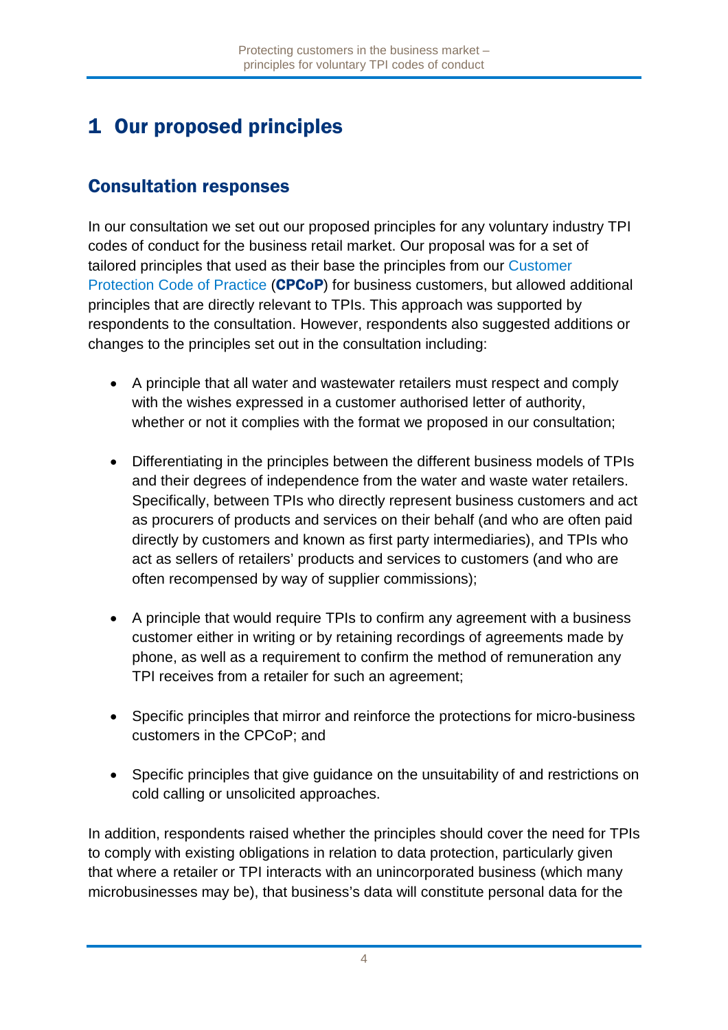# 1 Our proposed principles

## Consultation responses

In our consultation we set out our proposed principles for any voluntary industry TPI codes of conduct for the business retail market. Our proposal was for a set of tailored principles that used as their base the principles from our Customer Protection Code of Practice (**CPCoP**) for business customers, but allowed additional principles that are directly relevant to TPIs. This approach was supported by respondents to the consultation. However, respondents also suggested additions or changes to the principles set out in the consultation including:

- A principle that all water and wastewater retailers must respect and comply with the wishes expressed in a customer authorised letter of authority, whether or not it complies with the format we proposed in our consultation;
- Differentiating in the principles between the different business models of TPIs and their degrees of independence from the water and waste water retailers. Specifically, between TPIs who directly represent business customers and act as procurers of products and services on their behalf (and who are often paid directly by customers and known as first party intermediaries), and TPIs who act as sellers of retailers' products and services to customers (and who are often recompensed by way of supplier commissions);
- A principle that would require TPIs to confirm any agreement with a business customer either in writing or by retaining recordings of agreements made by phone, as well as a requirement to confirm the method of remuneration any TPI receives from a retailer for such an agreement;
- Specific principles that mirror and reinforce the protections for micro-business customers in the CPCoP; and
- Specific principles that give guidance on the unsuitability of and restrictions on cold calling or unsolicited approaches.

In addition, respondents raised whether the principles should cover the need for TPIs to comply with existing obligations in relation to data protection, particularly given that where a retailer or TPI interacts with an unincorporated business (which many microbusinesses may be), that business's data will constitute personal data for the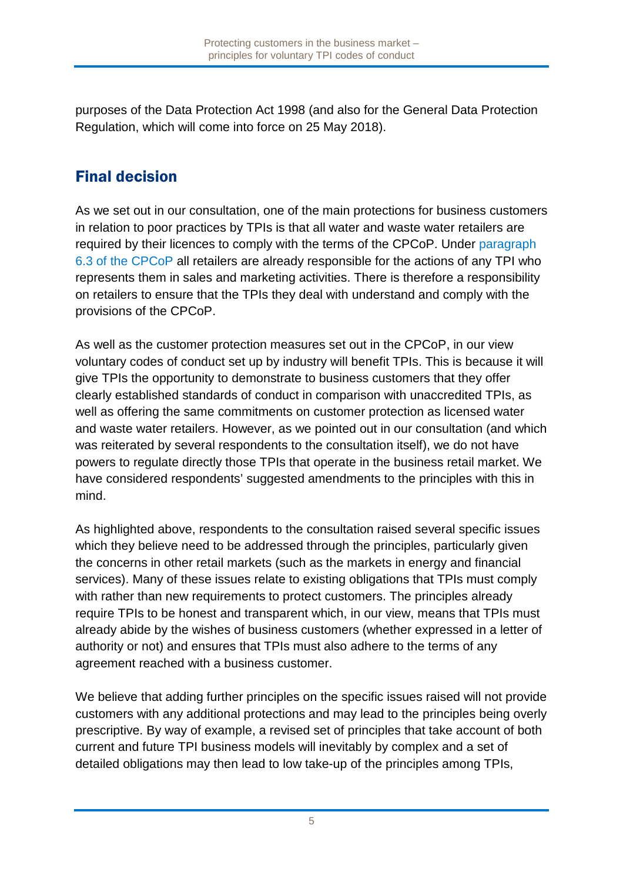purposes of the Data Protection Act 1998 (and also for the General Data Protection Regulation, which will come into force on 25 May 2018).

## Final decision

As we set out in our consultation, one of the main protections for business customers in relation to poor practices by TPIs is that all water and waste water retailers are required by their licences to comply with the terms of the CPCoP. Under paragraph 6.3 of the CPCoP all retailers are already responsible for the actions of any TPI who represents them in sales and marketing activities. There is therefore a responsibility on retailers to ensure that the TPIs they deal with understand and comply with the provisions of the CPCoP.

As well as the customer protection measures set out in the CPCoP, in our view voluntary codes of conduct set up by industry will benefit TPIs. This is because it will give TPIs the opportunity to demonstrate to business customers that they offer clearly established standards of conduct in comparison with unaccredited TPIs, as well as offering the same commitments on customer protection as licensed water and waste water retailers. However, as we pointed out in our consultation (and which was reiterated by several respondents to the consultation itself), we do not have powers to regulate directly those TPIs that operate in the business retail market. We have considered respondents' suggested amendments to the principles with this in mind.

As highlighted above, respondents to the consultation raised several specific issues which they believe need to be addressed through the principles, particularly given the concerns in other retail markets (such as the markets in energy and financial services). Many of these issues relate to existing obligations that TPIs must comply with rather than new requirements to protect customers. The principles already require TPIs to be honest and transparent which, in our view, means that TPIs must already abide by the wishes of business customers (whether expressed in a letter of authority or not) and ensures that TPIs must also adhere to the terms of any agreement reached with a business customer.

We believe that adding further principles on the specific issues raised will not provide customers with any additional protections and may lead to the principles being overly prescriptive. By way of example, a revised set of principles that take account of both current and future TPI business models will inevitably by complex and a set of detailed obligations may then lead to low take-up of the principles among TPIs,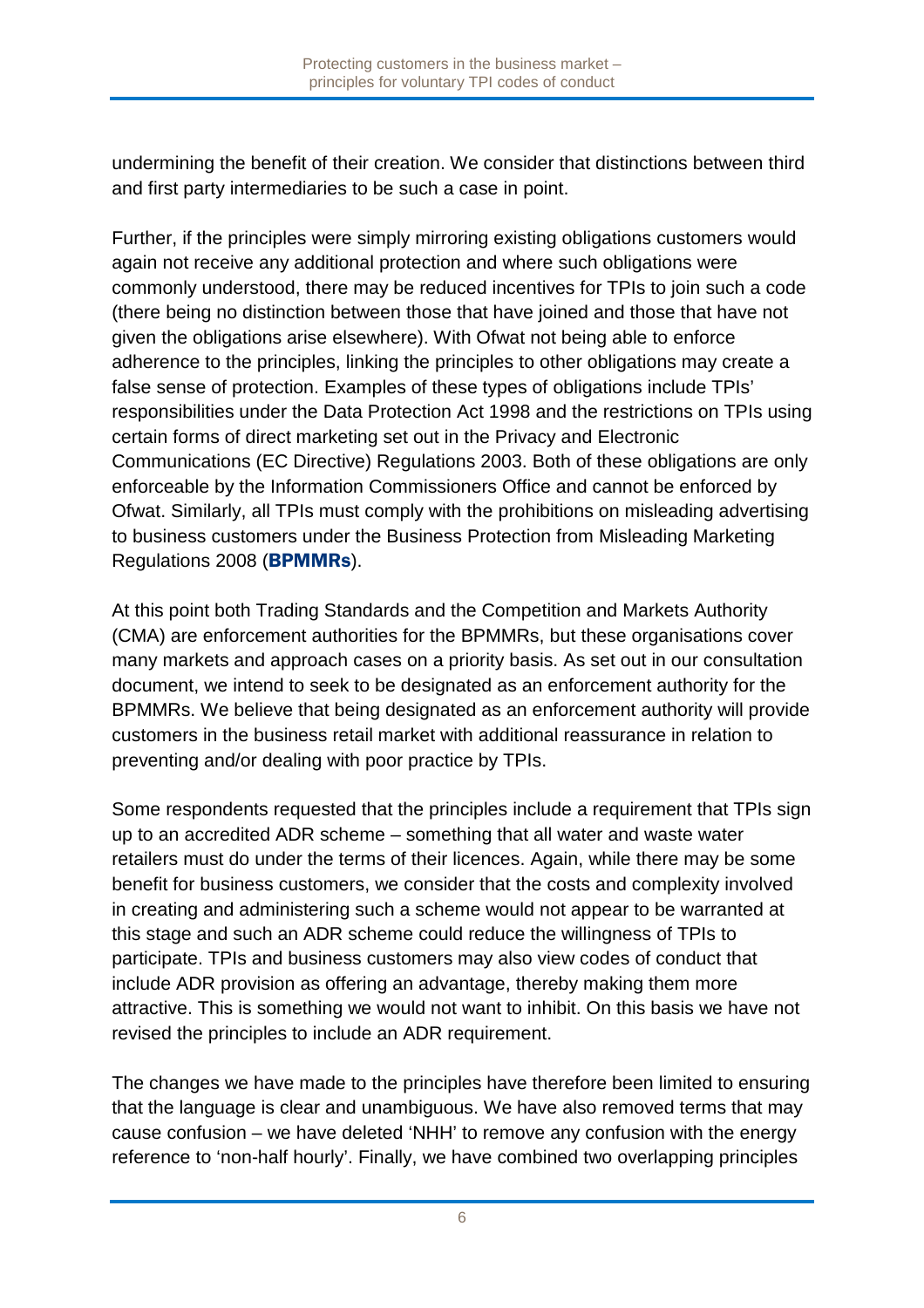undermining the benefit of their creation. We consider that distinctions between third and first party intermediaries to be such a case in point.

Further, if the principles were simply mirroring existing obligations customers would again not receive any additional protection and where such obligations were commonly understood, there may be reduced incentives for TPIs to join such a code (there being no distinction between those that have joined and those that have not given the obligations arise elsewhere). With Ofwat not being able to enforce adherence to the principles, linking the principles to other obligations may create a false sense of protection. Examples of these types of obligations include TPIs' responsibilities under the Data Protection Act 1998 and the restrictions on TPIs using certain forms of direct marketing set out in the Privacy and Electronic Communications (EC Directive) Regulations 2003. Both of these obligations are only enforceable by the Information Commissioners Office and cannot be enforced by Ofwat. Similarly, all TPIs must comply with the prohibitions on misleading advertising to business customers under the Business Protection from Misleading Marketing Regulations 2008 (**BPMMRs**).

At this point both Trading Standards and the Competition and Markets Authority (CMA) are enforcement authorities for the BPMMRs, but these organisations cover many markets and approach cases on a priority basis. As set out in our consultation document, we intend to seek to be designated as an enforcement authority for the BPMMRs. We believe that being designated as an enforcement authority will provide customers in the business retail market with additional reassurance in relation to preventing and/or dealing with poor practice by TPIs.

Some respondents requested that the principles include a requirement that TPIs sign up to an accredited ADR scheme – something that all water and waste water retailers must do under the terms of their licences. Again, while there may be some benefit for business customers, we consider that the costs and complexity involved in creating and administering such a scheme would not appear to be warranted at this stage and such an ADR scheme could reduce the willingness of TPIs to participate. TPIs and business customers may also view codes of conduct that include ADR provision as offering an advantage, thereby making them more attractive. This is something we would not want to inhibit. On this basis we have not revised the principles to include an ADR requirement.

The changes we have made to the principles have therefore been limited to ensuring that the language is clear and unambiguous. We have also removed terms that may cause confusion – we have deleted 'NHH' to remove any confusion with the energy reference to 'non-half hourly'. Finally, we have combined two overlapping principles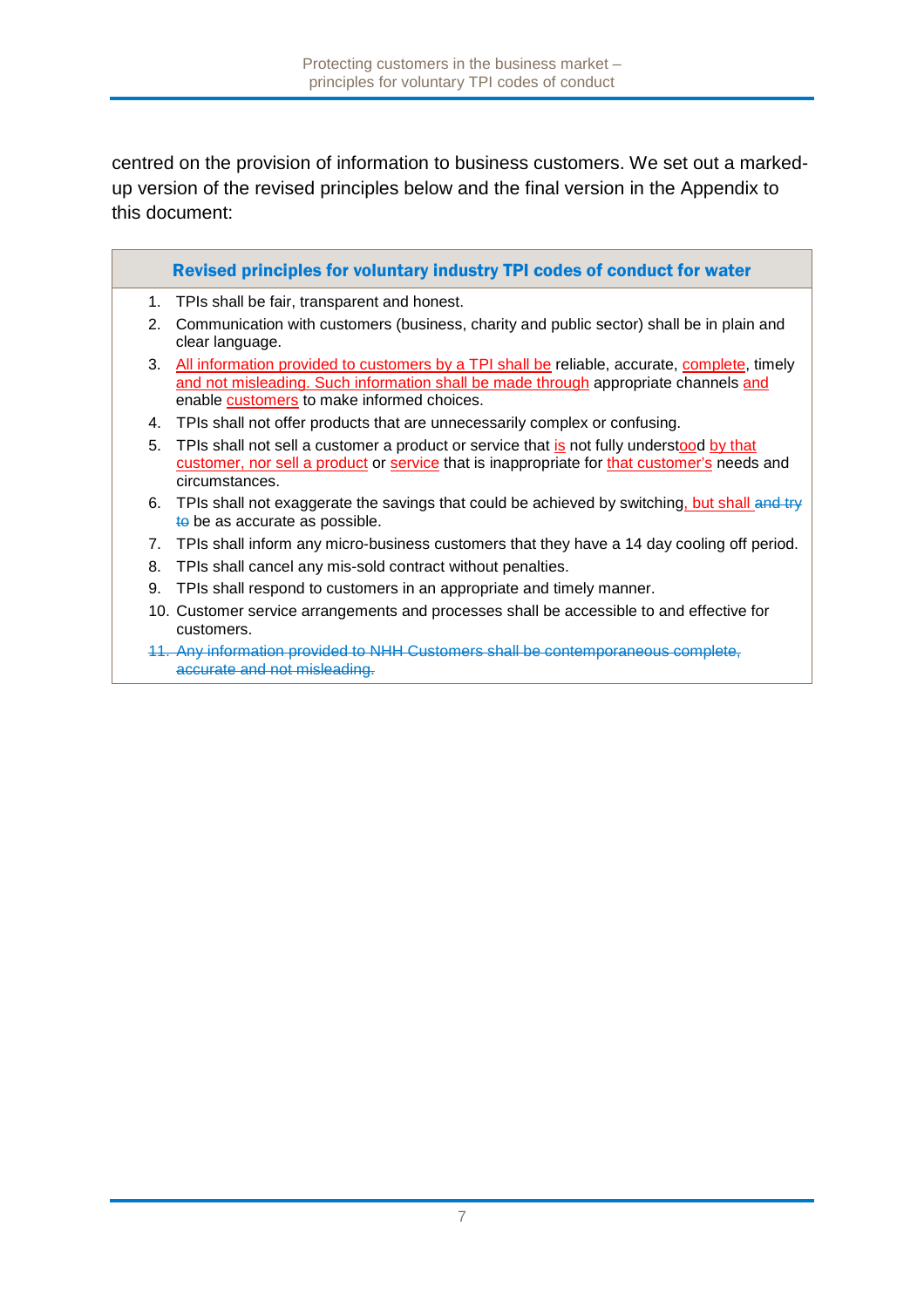centred on the provision of information to business customers. We set out a marked-up version of the revised principles below and the final version in the Appendix to this document:

**Revised principles for voluntary industry TPI codes of conduct for water**

1. TPIs shall be fair, transparent and honest.
2. Communication with customers (business, charity and public sector) shall be in plain and clear language.
3. All information provided to customers by a TPI shall be reliable, accurate, complete, timely and not misleading. Such information shall be made through appropriate channels and enable customers to make informed choices.
4. TPIs shall not offer products that are unnecessarily complex or confusing.
5. TPIs shall not sell a customer a product or service that is not fully understood by that customer, nor sell a product or service that is inappropriate for that customer's needs and circumstances.
6. TPIs shall not exaggerate the savings that could be achieved by switching, but shall ~~and try to~~ be as accurate as possible.
7. TPIs shall inform any micro-business customers that they have a 14 day cooling off period.
8. TPIs shall cancel any mis-sold contract without penalties.
9. TPIs shall respond to customers in an appropriate and timely manner.
10. Customer service arrangements and processes shall be accessible to and effective for customers.
11. ~~Any information provided to NHH Customers shall be contemporaneous complete, accurate and not misleading.~~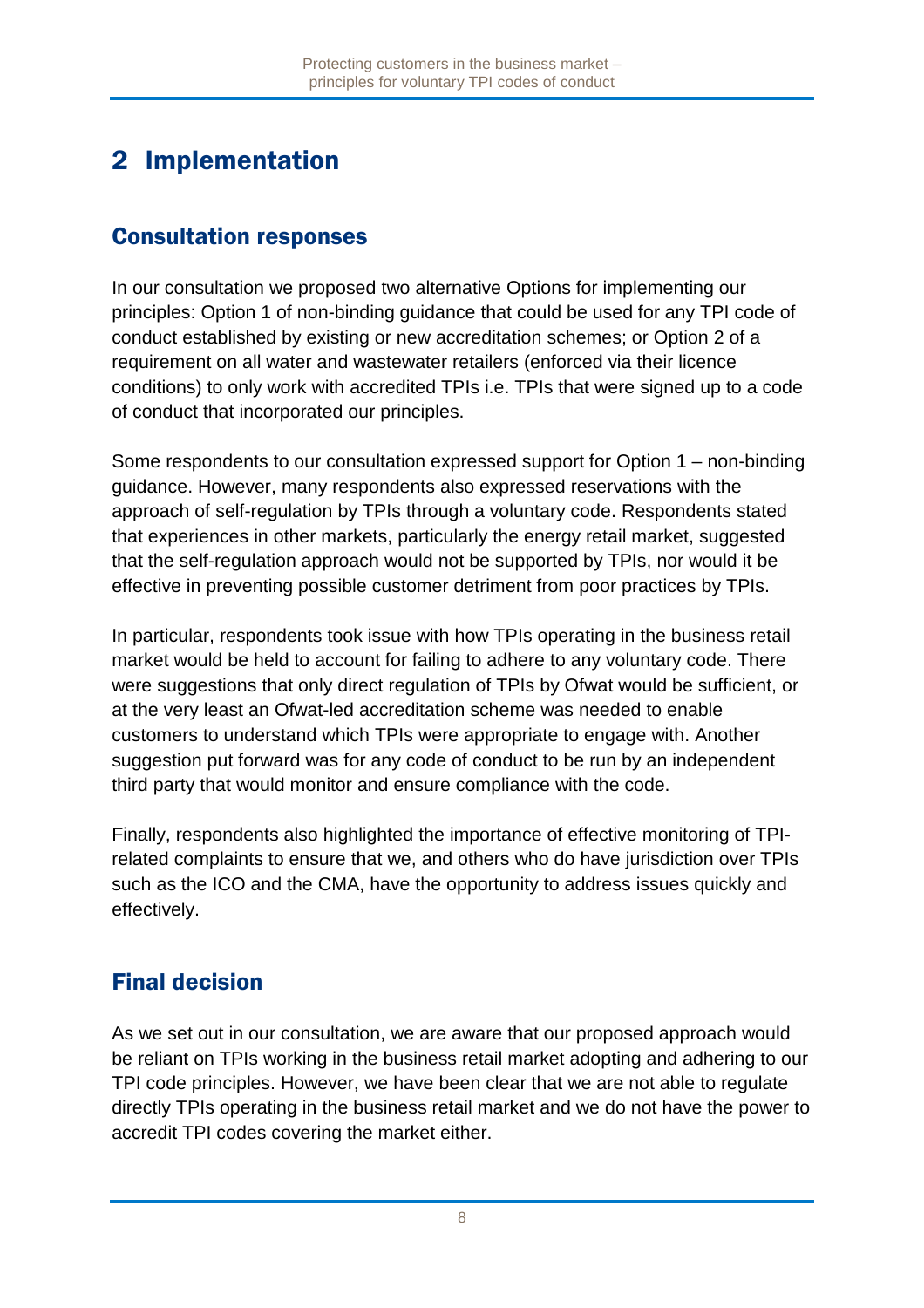# 2 Implementation

## Consultation responses

In our consultation we proposed two alternative Options for implementing our principles: Option 1 of non-binding guidance that could be used for any TPI code of conduct established by existing or new accreditation schemes; or Option 2 of a requirement on all water and wastewater retailers (enforced via their licence conditions) to only work with accredited TPIs i.e. TPIs that were signed up to a code of conduct that incorporated our principles.

Some respondents to our consultation expressed support for Option 1 – non-binding guidance. However, many respondents also expressed reservations with the approach of self-regulation by TPIs through a voluntary code. Respondents stated that experiences in other markets, particularly the energy retail market, suggested that the self-regulation approach would not be supported by TPIs, nor would it be effective in preventing possible customer detriment from poor practices by TPIs.

In particular, respondents took issue with how TPIs operating in the business retail market would be held to account for failing to adhere to any voluntary code. There were suggestions that only direct regulation of TPIs by Ofwat would be sufficient, or at the very least an Ofwat-led accreditation scheme was needed to enable customers to understand which TPIs were appropriate to engage with. Another suggestion put forward was for any code of conduct to be run by an independent third party that would monitor and ensure compliance with the code.

Finally, respondents also highlighted the importance of effective monitoring of TPI-related complaints to ensure that we, and others who do have jurisdiction over TPIs such as the ICO and the CMA, have the opportunity to address issues quickly and effectively.

## Final decision

As we set out in our consultation, we are aware that our proposed approach would be reliant on TPIs working in the business retail market adopting and adhering to our TPI code principles. However, we have been clear that we are not able to regulate directly TPIs operating in the business retail market and we do not have the power to accredit TPI codes covering the market either.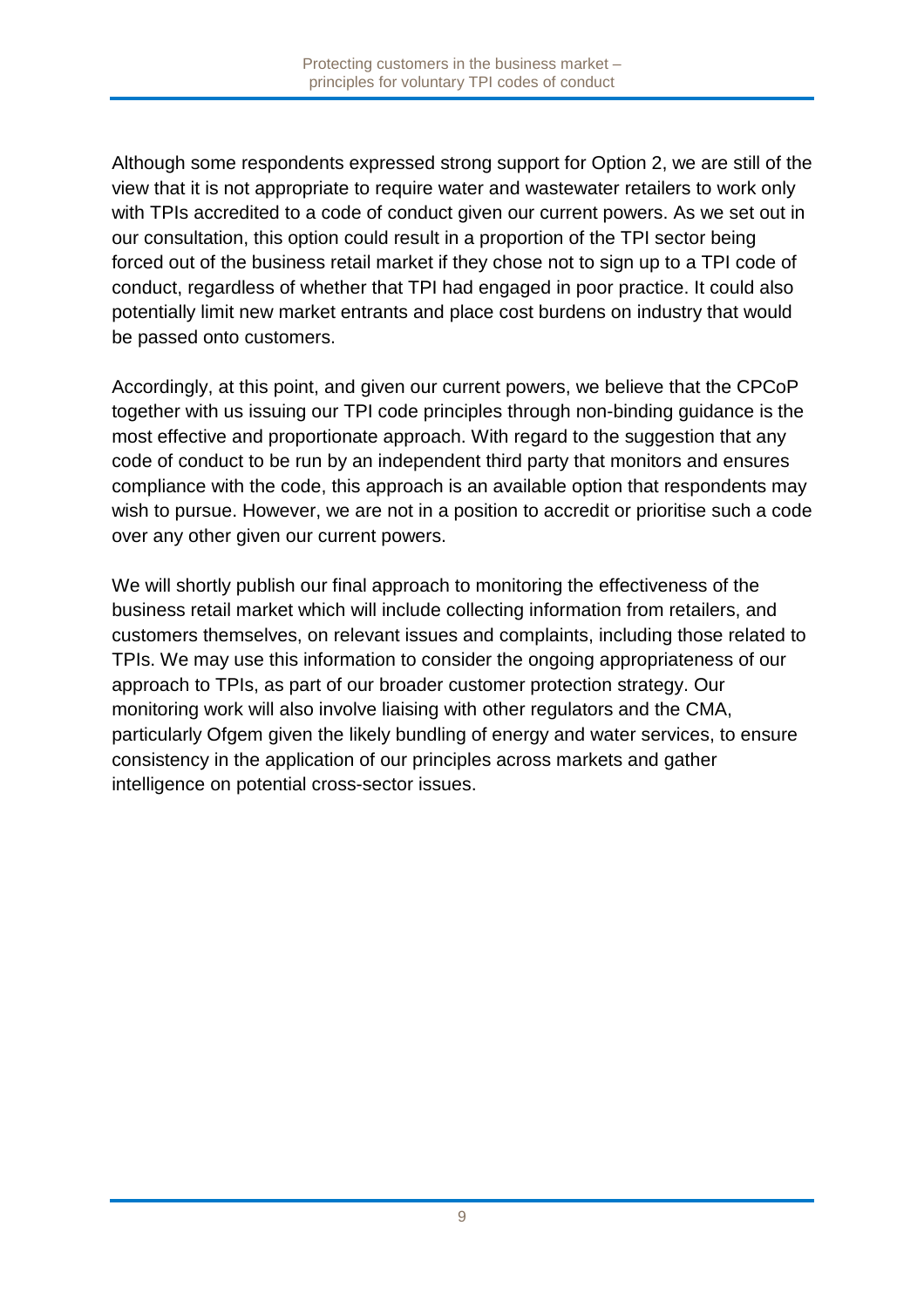Although some respondents expressed strong support for Option 2, we are still of the view that it is not appropriate to require water and wastewater retailers to work only with TPIs accredited to a code of conduct given our current powers. As we set out in our consultation, this option could result in a proportion of the TPI sector being forced out of the business retail market if they chose not to sign up to a TPI code of conduct, regardless of whether that TPI had engaged in poor practice. It could also potentially limit new market entrants and place cost burdens on industry that would be passed onto customers.

Accordingly, at this point, and given our current powers, we believe that the CPCoP together with us issuing our TPI code principles through non-binding guidance is the most effective and proportionate approach. With regard to the suggestion that any code of conduct to be run by an independent third party that monitors and ensures compliance with the code, this approach is an available option that respondents may wish to pursue. However, we are not in a position to accredit or prioritise such a code over any other given our current powers.

We will shortly publish our final approach to monitoring the effectiveness of the business retail market which will include collecting information from retailers, and customers themselves, on relevant issues and complaints, including those related to TPIs. We may use this information to consider the ongoing appropriateness of our approach to TPIs, as part of our broader customer protection strategy. Our monitoring work will also involve liaising with other regulators and the CMA, particularly Ofgem given the likely bundling of energy and water services, to ensure consistency in the application of our principles across markets and gather intelligence on potential cross-sector issues.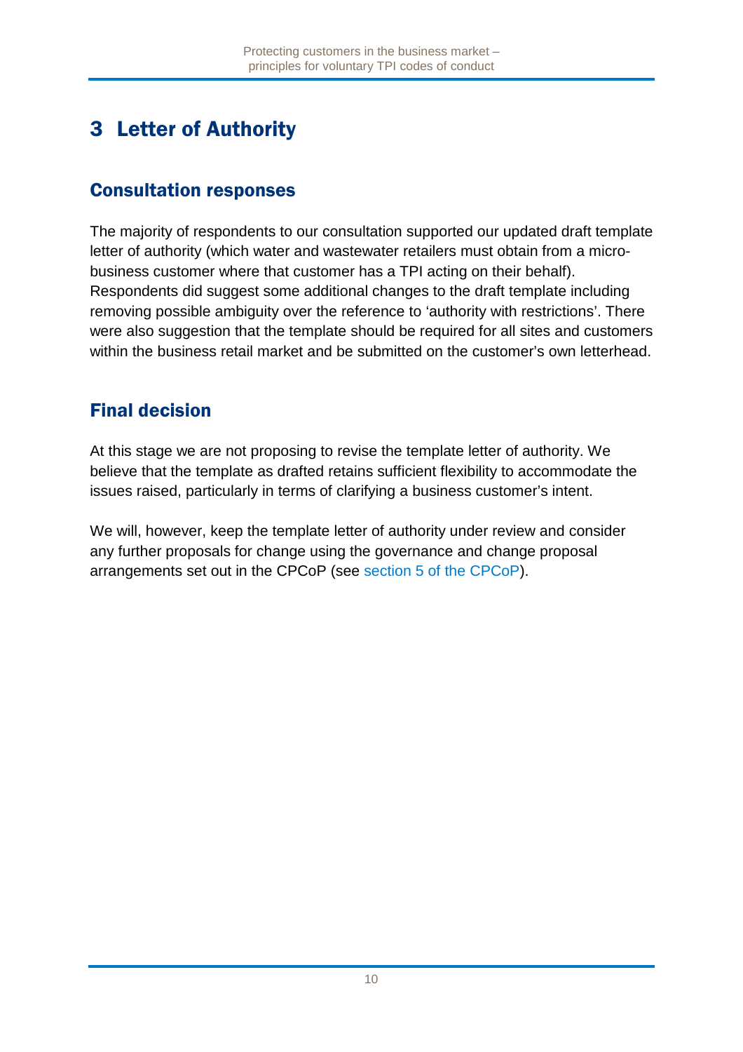# 3 Letter of Authority

## Consultation responses

The majority of respondents to our consultation supported our updated draft template letter of authority (which water and wastewater retailers must obtain from a micro-business customer where that customer has a TPI acting on their behalf). Respondents did suggest some additional changes to the draft template including removing possible ambiguity over the reference to 'authority with restrictions'. There were also suggestion that the template should be required for all sites and customers within the business retail market and be submitted on the customer's own letterhead.

## Final decision

At this stage we are not proposing to revise the template letter of authority. We believe that the template as drafted retains sufficient flexibility to accommodate the issues raised, particularly in terms of clarifying a business customer's intent.

We will, however, keep the template letter of authority under review and consider any further proposals for change using the governance and change proposal arrangements set out in the CPCoP (see section 5 of the CPCoP).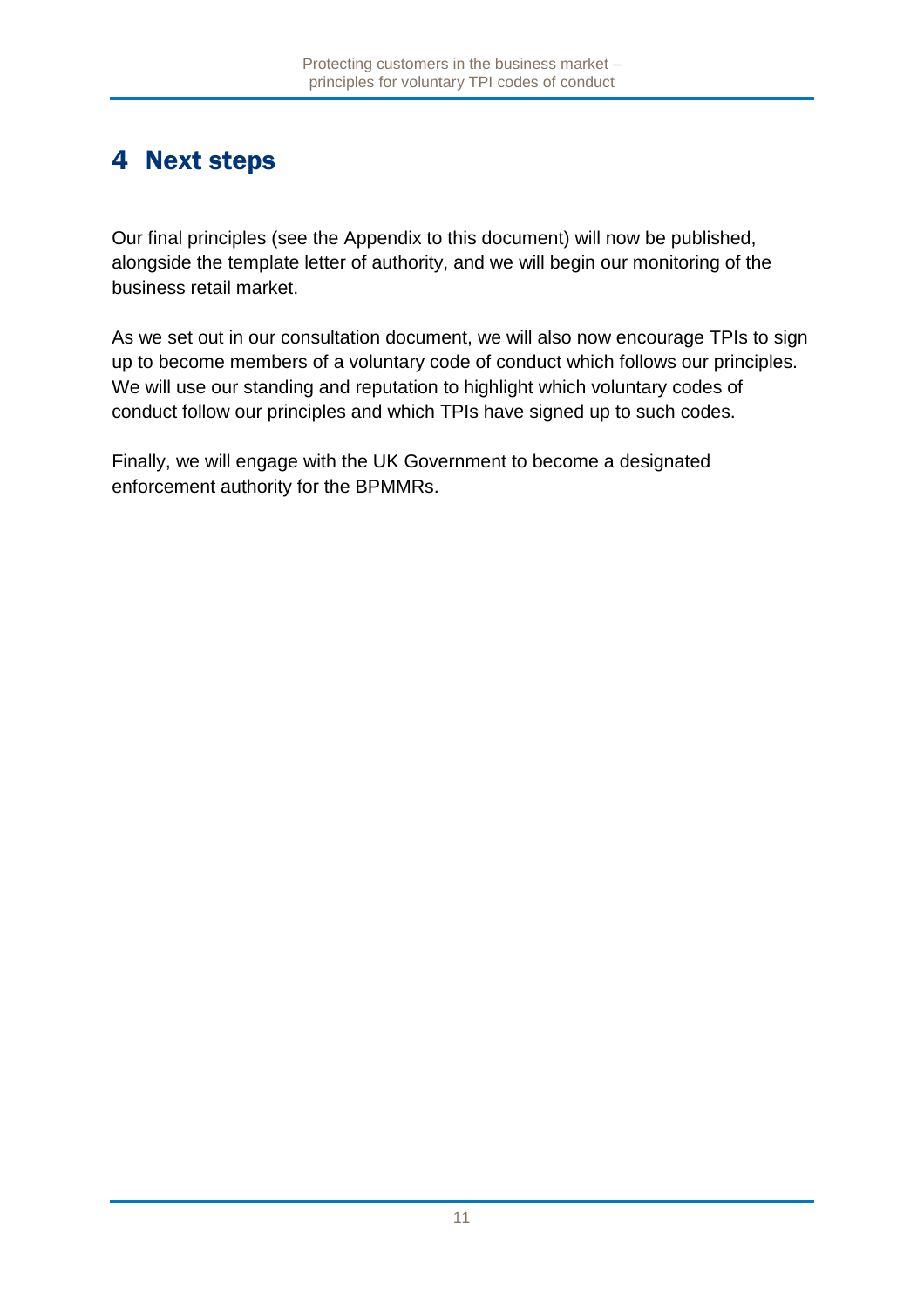# 4 Next steps

Our final principles (see the Appendix to this document) will now be published, alongside the template letter of authority, and we will begin our monitoring of the business retail market.

As we set out in our consultation document, we will also now encourage TPIs to sign up to become members of a voluntary code of conduct which follows our principles. We will use our standing and reputation to highlight which voluntary codes of conduct follow our principles and which TPIs have signed up to such codes.

Finally, we will engage with the UK Government to become a designated enforcement authority for the BPMMRs.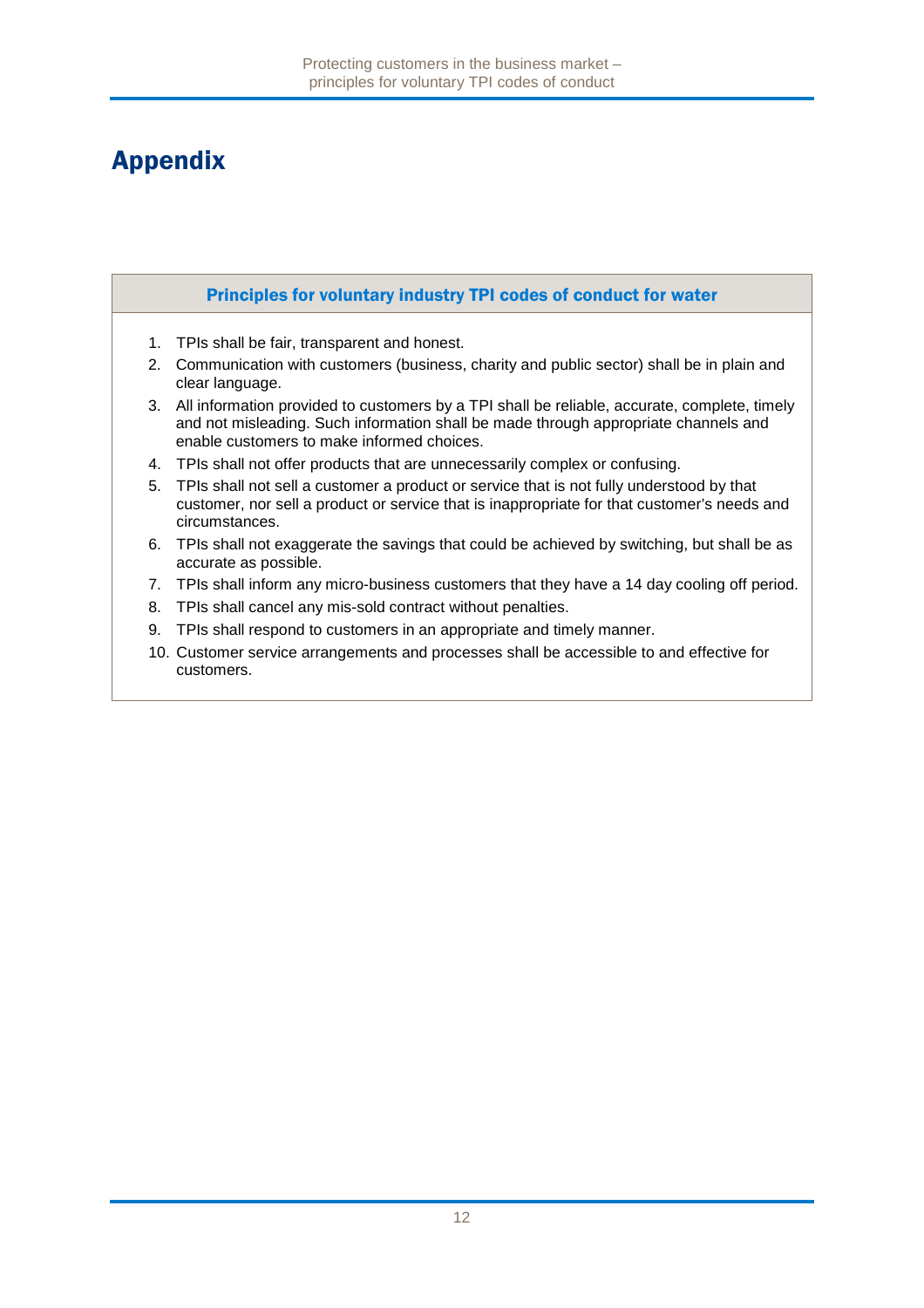# Appendix

### Principles for voluntary industry TPI codes of conduct for water

1. TPIs shall be fair, transparent and honest.
2. Communication with customers (business, charity and public sector) shall be in plain and clear language.
3. All information provided to customers by a TPI shall be reliable, accurate, complete, timely and not misleading. Such information shall be made through appropriate channels and enable customers to make informed choices.
4. TPIs shall not offer products that are unnecessarily complex or confusing.
5. TPIs shall not sell a customer a product or service that is not fully understood by that customer, nor sell a product or service that is inappropriate for that customer's needs and circumstances.
6. TPIs shall not exaggerate the savings that could be achieved by switching, but shall be as accurate as possible.
7. TPIs shall inform any micro-business customers that they have a 14 day cooling off period.
8. TPIs shall cancel any mis-sold contract without penalties.
9. TPIs shall respond to customers in an appropriate and timely manner.
10. Customer service arrangements and processes shall be accessible to and effective for customers.